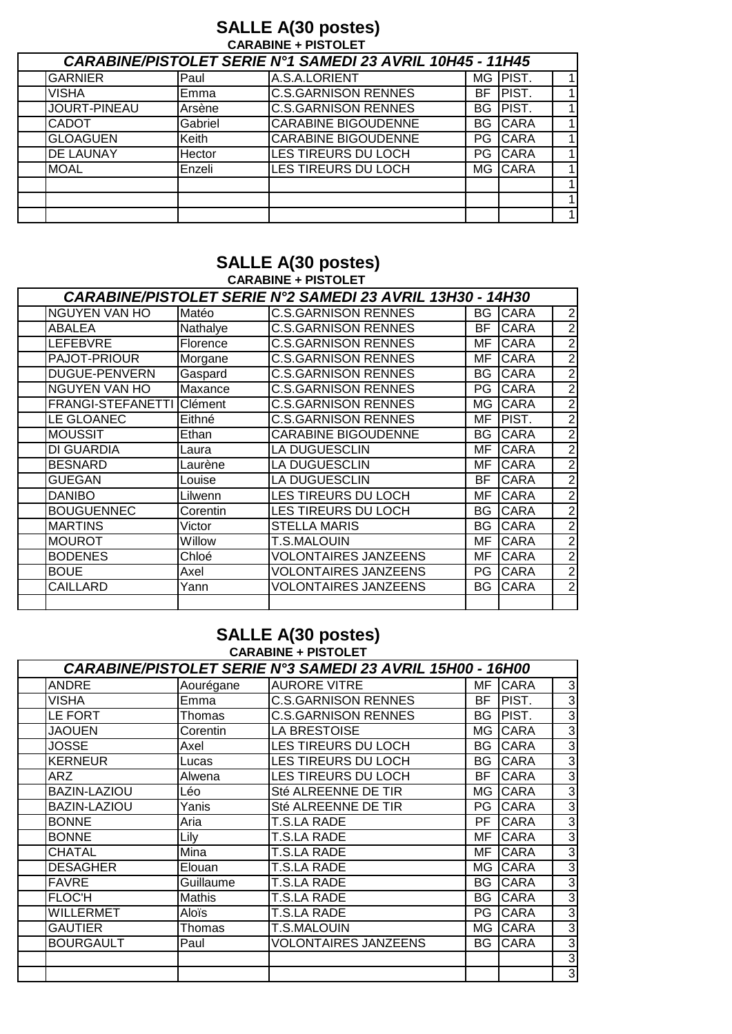## SALLE A(30 postes)

**CARABINE + PISTOLET**

| *CARABINE/PISTOLET SERIE N°1 SAMEDI 23 AVRIL 10H45 - 11H45* | | | | | |
|---|---|---|---|---|---|
| GARNIER | Paul | A.S.A.LORIENT | MG | PIST. | 1 |
| VISHA | Emma | C.S.GARNISON RENNES | BF | PIST. | 1 |
| JOURT-PINEAU | Arsène | C.S.GARNISON RENNES | BG | PIST. | 1 |
| CADOT | Gabriel | CARABINE BIGOUDENNE | BG | CARA | 1 |
| GLOAGUEN | Keith | CARABINE BIGOUDENNE | PG | CARA | 1 |
| DE LAUNAY | Hector | LES TIREURS DU LOCH | PG | CARA | 1 |
| MOAL | Enzeli | LES TIREURS DU LOCH | MG | CARA | 1 |
| | | | | | 1 |
| | | | | | 1 |
| | | | | | 1 |

## SALLE A(30 postes)

**CARABINE + PISTOLET**

| *CARABINE/PISTOLET SERIE N°2 SAMEDI 23 AVRIL 13H30 - 14H30* | | | | | |
|---|---|---|---|---|---|
| NGUYEN VAN HO | Matéo | C.S.GARNISON RENNES | BG | CARA | 2 |
| ABALEA | Nathalye | C.S.GARNISON RENNES | BF | CARA | 2 |
| LEFEBVRE | Florence | C.S.GARNISON RENNES | MF | CARA | 2 |
| PAJOT-PRIOUR | Morgane | C.S.GARNISON RENNES | MF | CARA | 2 |
| DUGUE-PENVERN | Gaspard | C.S.GARNISON RENNES | BG | CARA | 2 |
| NGUYEN VAN HO | Maxance | C.S.GARNISON RENNES | PG | CARA | 2 |
| FRANGI-STEFANETTI | Clément | C.S.GARNISON RENNES | MG | CARA | 2 |
| LE GLOANEC | Eithné | C.S.GARNISON RENNES | MF | PIST. | 2 |
| MOUSSIT | Ethan | CARABINE BIGOUDENNE | BG | CARA | 2 |
| DI GUARDIA | Laura | LA DUGUESCLIN | MF | CARA | 2 |
| BESNARD | Laurène | LA DUGUESCLIN | MF | CARA | 2 |
| GUEGAN | Louise | LA DUGUESCLIN | BF | CARA | 2 |
| DANIBO | Lilwenn | LES TIREURS DU LOCH | MF | CARA | 2 |
| BOUGUENNEC | Corentin | LES TIREURS DU LOCH | BG | CARA | 2 |
| MARTINS | Victor | STELLA MARIS | BG | CARA | 2 |
| MOUROT | Willow | T.S.MALOUIN | MF | CARA | 2 |
| BODENES | Chloé | VOLONTAIRES JANZEENS | MF | CARA | 2 |
| BOUE | Axel | VOLONTAIRES JANZEENS | PG | CARA | 2 |
| CAILLARD | Yann | VOLONTAIRES JANZEENS | BG | CARA | 2 |
| | | | | | |

## SALLE A(30 postes)

**CARABINE + PISTOLET**

| *CARABINE/PISTOLET SERIE N°3 SAMEDI 23 AVRIL 15H00 - 16H00* | | | | | |
|---|---|---|---|---|---|
| ANDRE | Aourégane | AURORE VITRE | MF | CARA | 3 |
| VISHA | Emma | C.S.GARNISON RENNES | BF | PIST. | 3 |
| LE FORT | Thomas | C.S.GARNISON RENNES | BG | PIST. | 3 |
| JAOUEN | Corentin | LA BRESTOISE | MG | CARA | 3 |
| JOSSE | Axel | LES TIREURS DU LOCH | BG | CARA | 3 |
| KERNEUR | Lucas | LES TIREURS DU LOCH | BG | CARA | 3 |
| ARZ | Alwena | LES TIREURS DU LOCH | BF | CARA | 3 |
| BAZIN-LAZIOU | Léo | Sté ALREENNE DE TIR | MG | CARA | 3 |
| BAZIN-LAZIOU | Yanis | Sté ALREENNE DE TIR | PG | CARA | 3 |
| BONNE | Aria | T.S.LA RADE | PF | CARA | 3 |
| BONNE | Lily | T.S.LA RADE | MF | CARA | 3 |
| CHATAL | Mina | T.S.LA RADE | MF | CARA | 3 |
| DESAGHER | Elouan | T.S.LA RADE | MG | CARA | 3 |
| FAVRE | Guillaume | T.S.LA RADE | BG | CARA | 3 |
| FLOC'H | Mathis | T.S.LA RADE | BG | CARA | 3 |
| WILLERMET | Aloïs | T.S.LA RADE | PG | CARA | 3 |
| GAUTIER | Thomas | T.S.MALOUIN | MG | CARA | 3 |
| BOURGAULT | Paul | VOLONTAIRES JANZEENS | BG | CARA | 3 |
| | | | | | 3 |
| | | | | | 3 |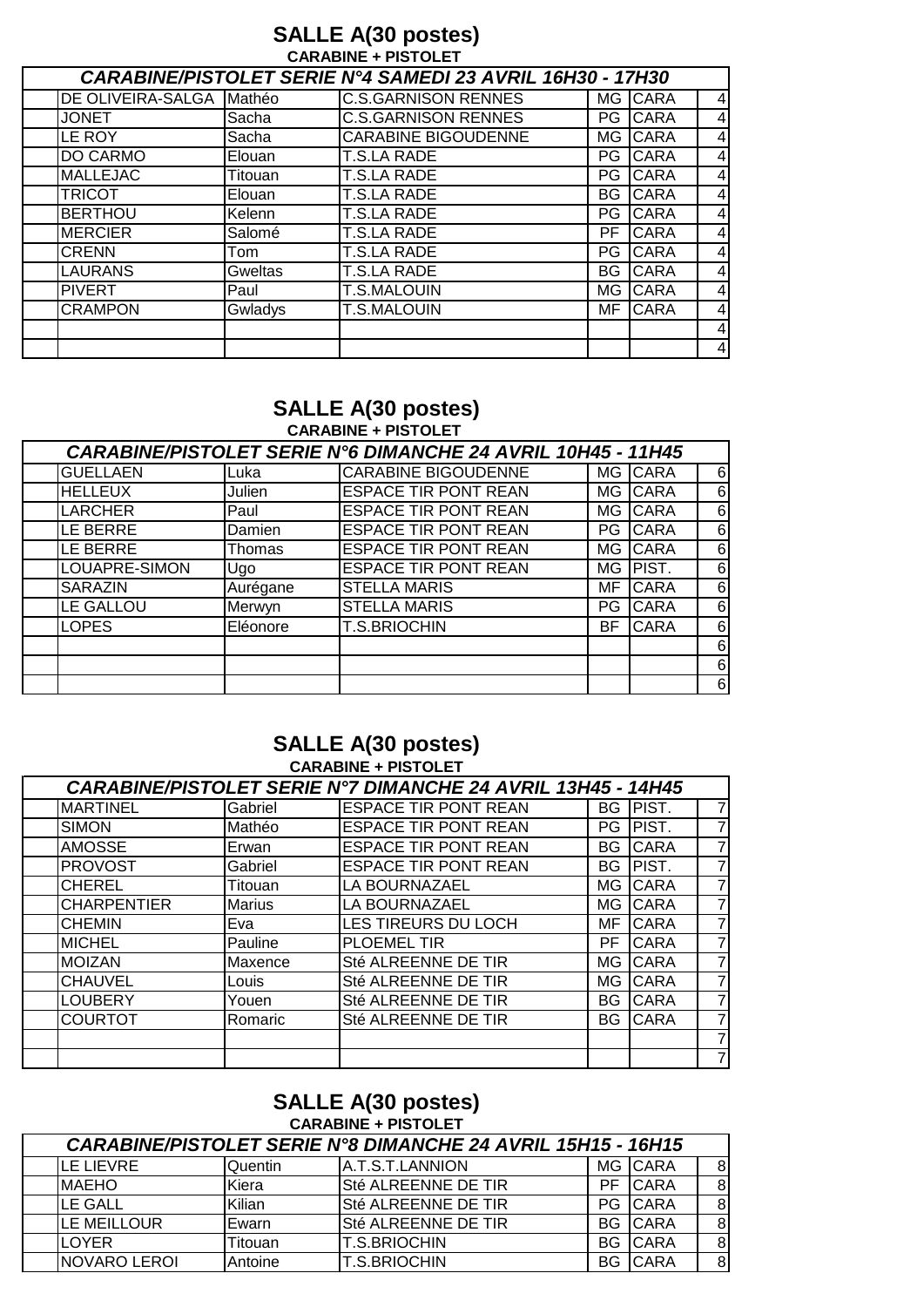## SALLE A(30 postes)

**CARABINE + PISTOLET**

| CARABINE/PISTOLET SERIE N°4 SAMEDI 23 AVRIL 16H30 - 17H30 | | | | | | |
|---|---|---|---|---|---|---|
| | DE OLIVEIRA-SALGA | Mathéo | C.S.GARNISON RENNES | MG | CARA | 4 |
| | JONET | Sacha | C.S.GARNISON RENNES | PG | CARA | 4 |
| | LE ROY | Sacha | CARABINE BIGOUDENNE | MG | CARA | 4 |
| | DO CARMO | Elouan | T.S.LA RADE | PG | CARA | 4 |
| | MALLEJAC | Titouan | T.S.LA RADE | PG | CARA | 4 |
| | TRICOT | Elouan | T.S.LA RADE | BG | CARA | 4 |
| | BERTHOU | Kelenn | T.S.LA RADE | PG | CARA | 4 |
| | MERCIER | Salomé | T.S.LA RADE | PF | CARA | 4 |
| | CRENN | Tom | T.S.LA RADE | PG | CARA | 4 |
| | LAURANS | Gweltas | T.S.LA RADE | BG | CARA | 4 |
| | PIVERT | Paul | T.S.MALOUIN | MG | CARA | 4 |
| | CRAMPON | Gwladys | T.S.MALOUIN | MF | CARA | 4 |
| | | | | | | 4 |
| | | | | | | 4 |

## SALLE A(30 postes)

**CARABINE + PISTOLET**

| CARABINE/PISTOLET SERIE N°6 DIMANCHE 24 AVRIL 10H45 - 11H45 | | | | | | |
|---|---|---|---|---|---|---|
| | GUELLAEN | Luka | CARABINE BIGOUDENNE | MG | CARA | 6 |
| | HELLEUX | Julien | ESPACE TIR PONT REAN | MG | CARA | 6 |
| | LARCHER | Paul | ESPACE TIR PONT REAN | MG | CARA | 6 |
| | LE BERRE | Damien | ESPACE TIR PONT REAN | PG | CARA | 6 |
| | LE BERRE | Thomas | ESPACE TIR PONT REAN | MG | CARA | 6 |
| | LOUAPRE-SIMON | Ugo | ESPACE TIR PONT REAN | MG | PIST. | 6 |
| | SARAZIN | Aurégane | STELLA MARIS | MF | CARA | 6 |
| | LE GALLOU | Merwyn | STELLA MARIS | PG | CARA | 6 |
| | LOPES | Eléonore | T.S.BRIOCHIN | BF | CARA | 6 |
| | | | | | | 6 |
| | | | | | | 6 |
| | | | | | | 6 |

## SALLE A(30 postes)

**CARABINE + PISTOLET**

| CARABINE/PISTOLET SERIE N°7 DIMANCHE 24 AVRIL 13H45 - 14H45 | | | | | | |
|---|---|---|---|---|---|---|
| | MARTINEL | Gabriel | ESPACE TIR PONT REAN | BG | PIST. | 7 |
| | SIMON | Mathéo | ESPACE TIR PONT REAN | PG | PIST. | 7 |
| | AMOSSE | Erwan | ESPACE TIR PONT REAN | BG | CARA | 7 |
| | PROVOST | Gabriel | ESPACE TIR PONT REAN | BG | PIST. | 7 |
| | CHEREL | Titouan | LA BOURNAZAEL | MG | CARA | 7 |
| | CHARPENTIER | Marius | LA BOURNAZAEL | MG | CARA | 7 |
| | CHEMIN | Eva | LES TIREURS DU LOCH | MF | CARA | 7 |
| | MICHEL | Pauline | PLOEMEL TIR | PF | CARA | 7 |
| | MOIZAN | Maxence | Sté ALREENNE DE TIR | MG | CARA | 7 |
| | CHAUVEL | Louis | Sté ALREENNE DE TIR | MG | CARA | 7 |
| | LOUBERY | Youen | Sté ALREENNE DE TIR | BG | CARA | 7 |
| | COURTOT | Romaric | Sté ALREENNE DE TIR | BG | CARA | 7 |
| | | | | | | 7 |
| | | | | | | 7 |

## SALLE A(30 postes)

**CARABINE + PISTOLET**

| CARABINE/PISTOLET SERIE N°8 DIMANCHE 24 AVRIL 15H15 - 16H15 | | | | | | |
|---|---|---|---|---|---|---|
| | LE LIEVRE | Quentin | A.T.S.T.LANNION | MG | CARA | 8 |
| | MAEHO | Kiera | Sté ALREENNE DE TIR | PF | CARA | 8 |
| | LE GALL | Kilian | Sté ALREENNE DE TIR | PG | CARA | 8 |
| | LE MEILLOUR | Ewarn | Sté ALREENNE DE TIR | BG | CARA | 8 |
| | LOYER | Titouan | T.S.BRIOCHIN | BG | CARA | 8 |
| | NOVARO LEROI | Antoine | T.S.BRIOCHIN | BG | CARA | 8 |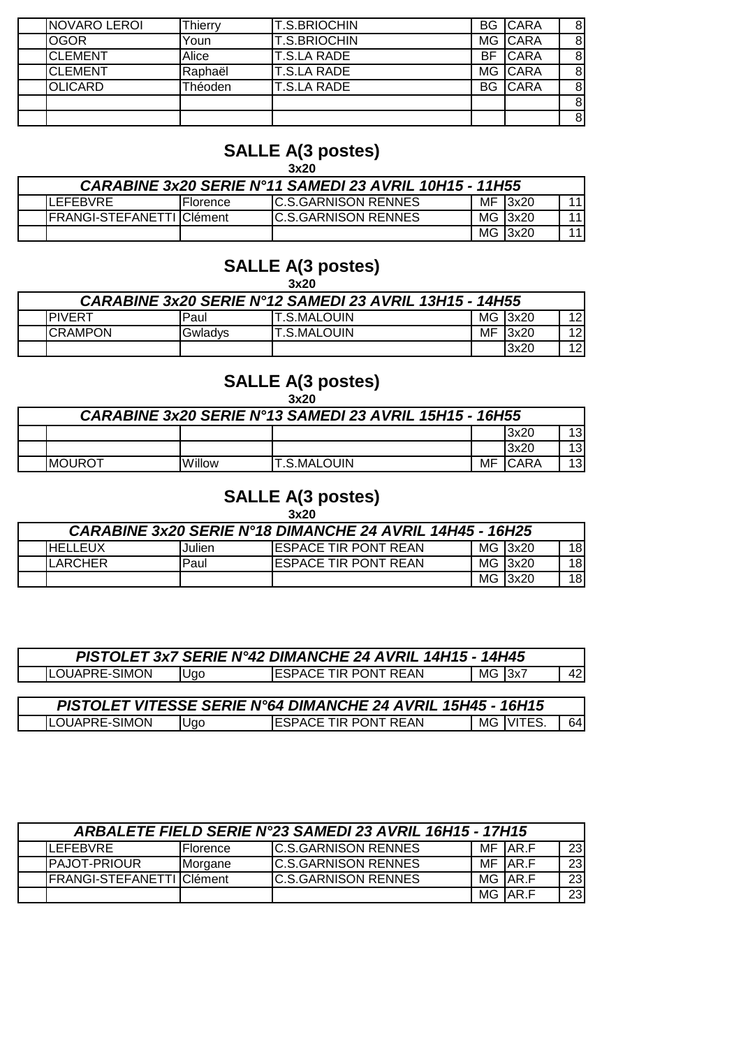| | | | | | | |
|---|---|---|---|---|---|---|
| | NOVARO LEROI | Thierry | T.S.BRIOCHIN | BG | CARA | 8 |
| | OGOR | Youn | T.S.BRIOCHIN | MG | CARA | 8 |
| | CLEMENT | Alice | T.S.LA RADE | BF | CARA | 8 |
| | CLEMENT | Raphaël | T.S.LA RADE | MG | CARA | 8 |
| | OLICARD | Théoden | T.S.LA RADE | BG | CARA | 8 |
| | | | | | | 8 |
| | | | | | | 8 |

## SALLE A(3 postes)

**3x20**

| CARABINE 3x20 SERIE N°11 SAMEDI 23 AVRIL 10H15 - 11H55 | | | | | | |
|---|---|---|---|---|---|---|
| | LEFEBVRE | Florence | C.S.GARNISON RENNES | MF | 3x20 | 11 |
| | FRANGI-STEFANETTI | Clément | C.S.GARNISON RENNES | MG | 3x20 | 11 |
| | | | | MG | 3x20 | 11 |

## SALLE A(3 postes)

**3x20**

| CARABINE 3x20 SERIE N°12 SAMEDI 23 AVRIL 13H15 - 14H55 | | | | | | |
|---|---|---|---|---|---|---|
| | PIVERT | Paul | T.S.MALOUIN | MG | 3x20 | 12 |
| | CRAMPON | Gwladys | T.S.MALOUIN | MF | 3x20 | 12 |
| | | | | | 3x20 | 12 |

## SALLE A(3 postes)

**3x20**

| CARABINE 3x20 SERIE N°13 SAMEDI 23 AVRIL 15H15 - 16H55 | | | | | | |
|---|---|---|---|---|---|---|
| | | | | | 3x20 | 13 |
| | | | | | 3x20 | 13 |
| | MOUROT | Willow | T.S.MALOUIN | MF | CARA | 13 |

## SALLE A(3 postes)

**3x20**

| CARABINE 3x20 SERIE N°18 DIMANCHE 24 AVRIL 14H45 - 16H25 | | | | | | |
|---|---|---|---|---|---|---|
| | HELLEUX | Julien | ESPACE TIR PONT REAN | MG | 3x20 | 18 |
| | LARCHER | Paul | ESPACE TIR PONT REAN | MG | 3x20 | 18 |
| | | | | MG | 3x20 | 18 |

| PISTOLET 3x7 SERIE N°42 DIMANCHE 24 AVRIL 14H15 - 14H45 | | | | | | |
|---|---|---|---|---|---|---|
| | LOUAPRE-SIMON | Ugo | ESPACE TIR PONT REAN | MG | 3x7 | 42 |

| PISTOLET VITESSE SERIE N°64 DIMANCHE 24 AVRIL 15H45 - 16H15 | | | | | | |
|---|---|---|---|---|---|---|
| | LOUAPRE-SIMON | Ugo | ESPACE TIR PONT REAN | MG | VITES. | 64 |

| ARBALETE FIELD SERIE N°23 SAMEDI 23 AVRIL 16H15 - 17H15 | | | | | | |
|---|---|---|---|---|---|---|
| | LEFEBVRE | Florence | C.S.GARNISON RENNES | MF | AR.F | 23 |
| | PAJOT-PRIOUR | Morgane | C.S.GARNISON RENNES | MF | AR.F | 23 |
| | FRANGI-STEFANETTI | Clément | C.S.GARNISON RENNES | MG | AR.F | 23 |
| | | | | MG | AR.F | 23 |